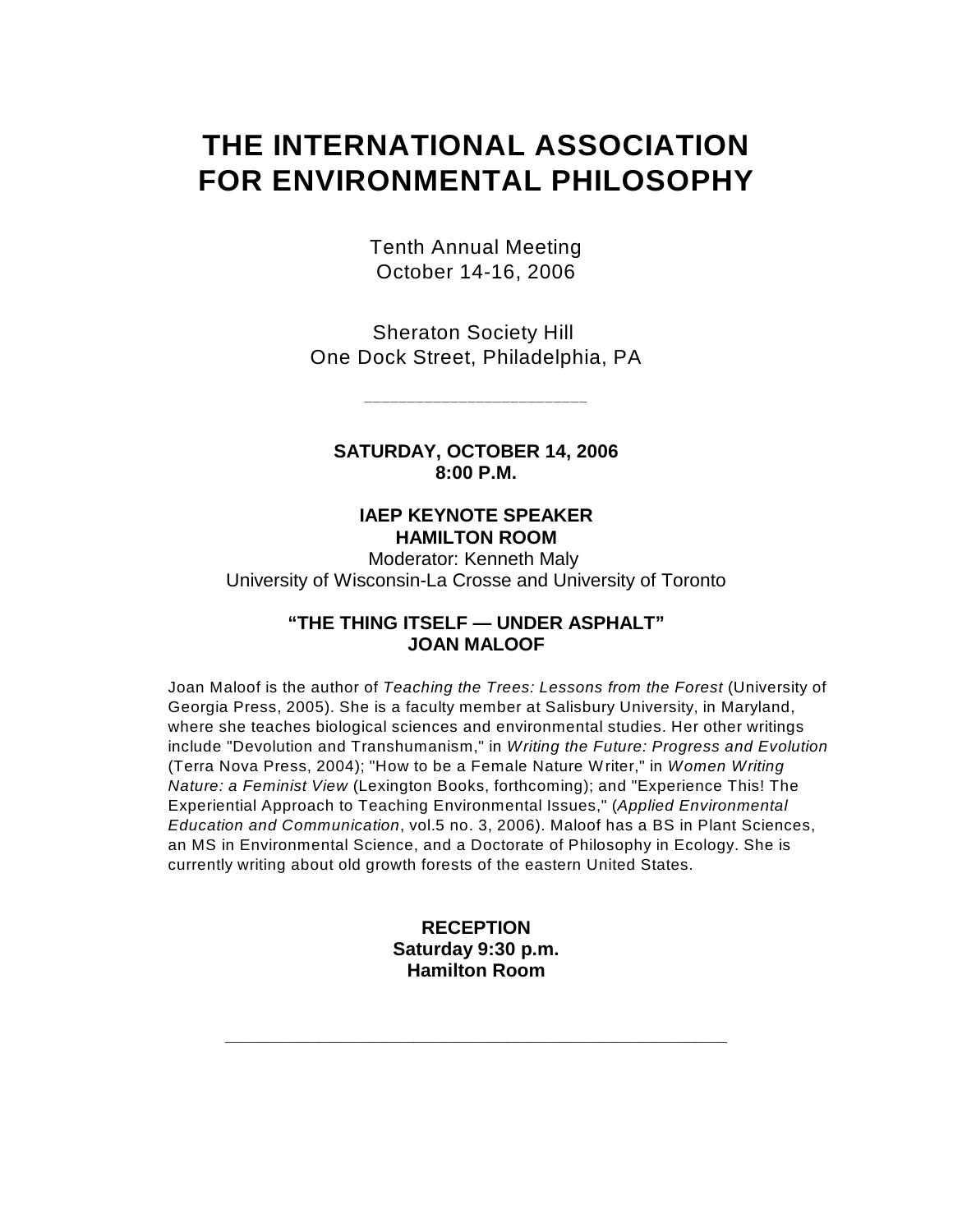# THE INTERNATIONAL ASSOCIATION FOR ENVIRONMENTAL PHILOSOPHY

Tenth Annual Meeting
October 14-16, 2006

Sheraton Society Hill
One Dock Street, Philadelphia, PA

---

**SATURDAY, OCTOBER 14, 2006**
**8:00 P.M.**

**IAEP KEYNOTE SPEAKER**
**HAMILTON ROOM**
Moderator: Kenneth Maly
University of Wisconsin-La Crosse and University of Toronto

**"THE THING ITSELF — UNDER ASPHALT"**
**JOAN MALOOF**

Joan Maloof is the author of *Teaching the Trees: Lessons from the Forest* (University of Georgia Press, 2005). She is a faculty member at Salisbury University, in Maryland, where she teaches biological sciences and environmental studies. Her other writings include "Devolution and Transhumanism," in *Writing the Future: Progress and Evolution* (Terra Nova Press, 2004); "How to be a Female Nature Writer," in *Women Writing Nature: a Feminist View* (Lexington Books, forthcoming); and "Experience This! The Experiential Approach to Teaching Environmental Issues," (*Applied Environmental Education and Communication*, vol.5 no. 3, 2006). Maloof has a BS in Plant Sciences, an MS in Environmental Science, and a Doctorate of Philosophy in Ecology. She is currently writing about old growth forests of the eastern United States.

**RECEPTION**
**Saturday 9:30 p.m.**
**Hamilton Room**

---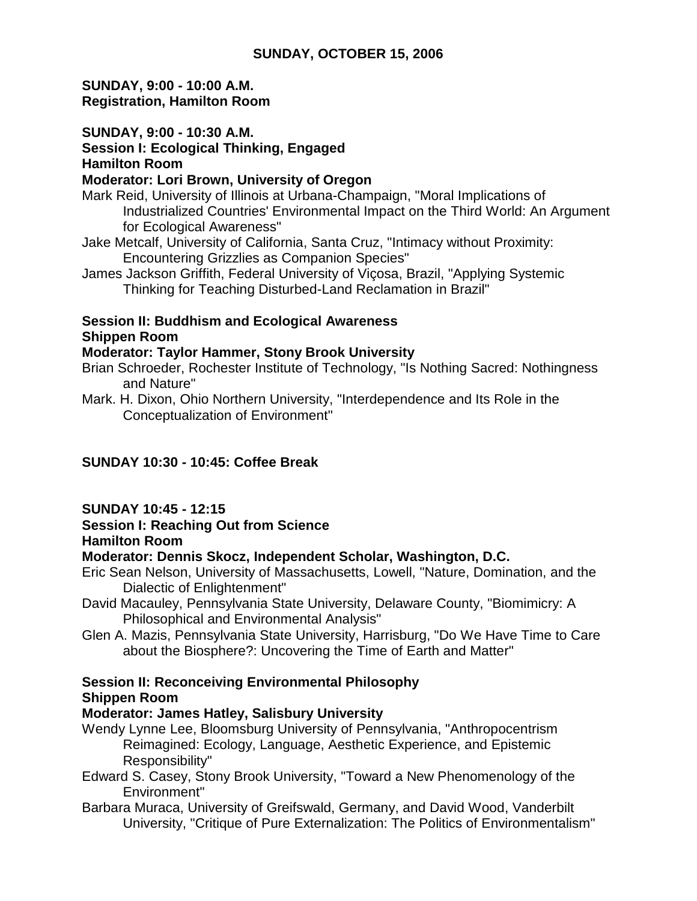## SUNDAY, OCTOBER 15, 2006

**SUNDAY, 9:00 - 10:00 A.M.**
**Registration, Hamilton Room**

**SUNDAY, 9:00 - 10:30 A.M.**
**Session I: Ecological Thinking, Engaged**
**Hamilton Room**
**Moderator: Lori Brown, University of Oregon**

Mark Reid, University of Illinois at Urbana-Champaign, "Moral Implications of Industrialized Countries' Environmental Impact on the Third World: An Argument for Ecological Awareness"

Jake Metcalf, University of California, Santa Cruz, "Intimacy without Proximity: Encountering Grizzlies as Companion Species"

James Jackson Griffith, Federal University of Viçosa, Brazil, "Applying Systemic Thinking for Teaching Disturbed-Land Reclamation in Brazil"

**Session II: Buddhism and Ecological Awareness**
**Shippen Room**
**Moderator: Taylor Hammer, Stony Brook University**

Brian Schroeder, Rochester Institute of Technology, "Is Nothing Sacred: Nothingness and Nature"

Mark. H. Dixon, Ohio Northern University, "Interdependence and Its Role in the Conceptualization of Environment"

**SUNDAY 10:30 - 10:45: Coffee Break**

**SUNDAY 10:45 - 12:15**
**Session I: Reaching Out from Science**
**Hamilton Room**
**Moderator: Dennis Skocz, Independent Scholar, Washington, D.C.**

Eric Sean Nelson, University of Massachusetts, Lowell, "Nature, Domination, and the Dialectic of Enlightenment"

David Macauley, Pennsylvania State University, Delaware County, "Biomimicry: A Philosophical and Environmental Analysis"

Glen A. Mazis, Pennsylvania State University, Harrisburg, "Do We Have Time to Care about the Biosphere?: Uncovering the Time of Earth and Matter"

**Session II: Reconceiving Environmental Philosophy**
**Shippen Room**
**Moderator: James Hatley, Salisbury University**

Wendy Lynne Lee, Bloomsburg University of Pennsylvania, "Anthropocentrism Reimagined: Ecology, Language, Aesthetic Experience, and Epistemic Responsibility"

Edward S. Casey, Stony Brook University, "Toward a New Phenomenology of the Environment"

Barbara Muraca, University of Greifswald, Germany, and David Wood, Vanderbilt University, "Critique of Pure Externalization: The Politics of Environmentalism"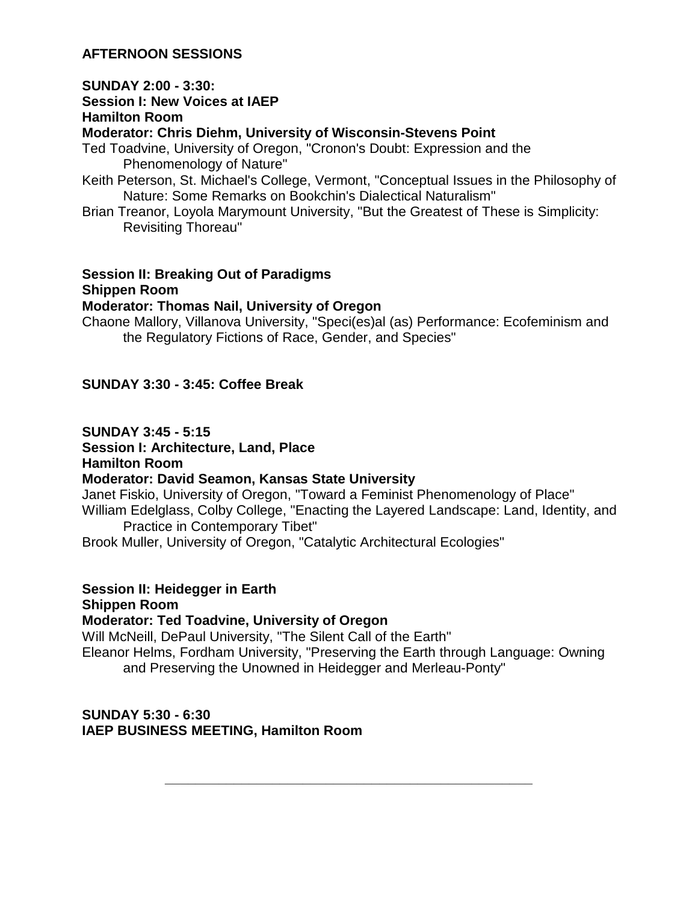## AFTERNOON SESSIONS

**SUNDAY 2:00 - 3:30:**
**Session I: New Voices at IAEP**
**Hamilton Room**
**Moderator: Chris Diehm, University of Wisconsin-Stevens Point**

Ted Toadvine, University of Oregon, "Cronon's Doubt: Expression and the Phenomenology of Nature"

Keith Peterson, St. Michael's College, Vermont, "Conceptual Issues in the Philosophy of Nature: Some Remarks on Bookchin's Dialectical Naturalism"

Brian Treanor, Loyola Marymount University, "But the Greatest of These is Simplicity: Revisiting Thoreau"

**Session II: Breaking Out of Paradigms**
**Shippen Room**
**Moderator: Thomas Nail, University of Oregon**

Chaone Mallory, Villanova University, "Speci(es)al (as) Performance: Ecofeminism and the Regulatory Fictions of Race, Gender, and Species"

**SUNDAY 3:30 - 3:45: Coffee Break**

**SUNDAY 3:45 - 5:15**
**Session I: Architecture, Land, Place**
**Hamilton Room**
**Moderator: David Seamon, Kansas State University**

Janet Fiskio, University of Oregon, "Toward a Feminist Phenomenology of Place"

William Edelglass, Colby College, "Enacting the Layered Landscape: Land, Identity, and Practice in Contemporary Tibet"

Brook Muller, University of Oregon, "Catalytic Architectural Ecologies"

**Session II: Heidegger in Earth**
**Shippen Room**
**Moderator: Ted Toadvine, University of Oregon**

Will McNeill, DePaul University, "The Silent Call of the Earth"

Eleanor Helms, Fordham University, "Preserving the Earth through Language: Owning and Preserving the Unowned in Heidegger and Merleau-Ponty"

**SUNDAY 5:30 - 6:30**
**IAEP BUSINESS MEETING, Hamilton Room**

---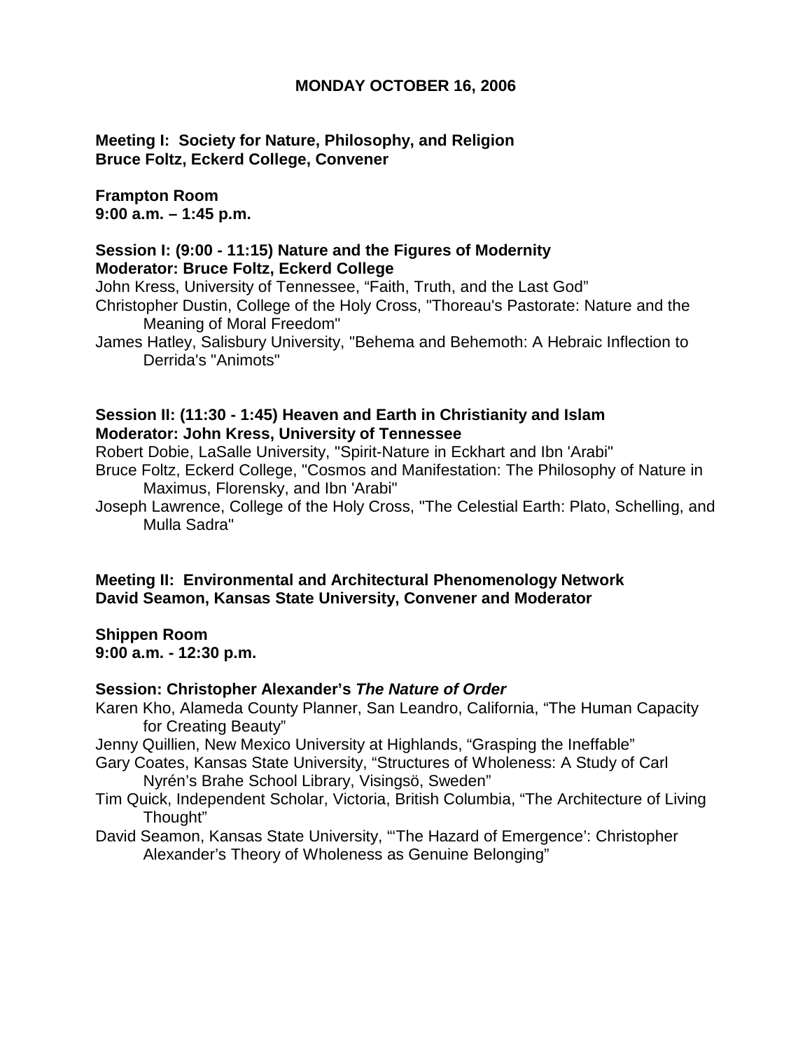## MONDAY OCTOBER 16, 2006

### Meeting I: Society for Nature, Philosophy, and Religion
**Bruce Foltz, Eckerd College, Convener**

**Frampton Room**
**9:00 a.m. – 1:45 p.m.**

#### Session I: (9:00 - 11:15) Nature and the Figures of Modernity
**Moderator: Bruce Foltz, Eckerd College**

John Kress, University of Tennessee, “Faith, Truth, and the Last God”

Christopher Dustin, College of the Holy Cross, "Thoreau's Pastorate: Nature and the Meaning of Moral Freedom"

James Hatley, Salisbury University, "Behema and Behemoth: A Hebraic Inflection to Derrida's "Animots"

#### Session II: (11:30 - 1:45) Heaven and Earth in Christianity and Islam
**Moderator: John Kress, University of Tennessee**

Robert Dobie, LaSalle University, "Spirit-Nature in Eckhart and Ibn 'Arabi"

Bruce Foltz, Eckerd College, "Cosmos and Manifestation: The Philosophy of Nature in Maximus, Florensky, and Ibn 'Arabi"

Joseph Lawrence, College of the Holy Cross, "The Celestial Earth: Plato, Schelling, and Mulla Sadra"

### Meeting II: Environmental and Architectural Phenomenology Network
**David Seamon, Kansas State University, Convener and Moderator**

**Shippen Room**
**9:00 a.m. - 12:30 p.m.**

#### Session: Christopher Alexander’s *The Nature of Order*

Karen Kho, Alameda County Planner, San Leandro, California, “The Human Capacity for Creating Beauty”

Jenny Quillien, New Mexico University at Highlands, “Grasping the Ineffable”

Gary Coates, Kansas State University, “Structures of Wholeness: A Study of Carl Nyrén’s Brahe School Library, Visingsö, Sweden”

Tim Quick, Independent Scholar, Victoria, British Columbia, “The Architecture of Living Thought”

David Seamon, Kansas State University, “‘The Hazard of Emergence’: Christopher Alexander’s Theory of Wholeness as Genuine Belonging”